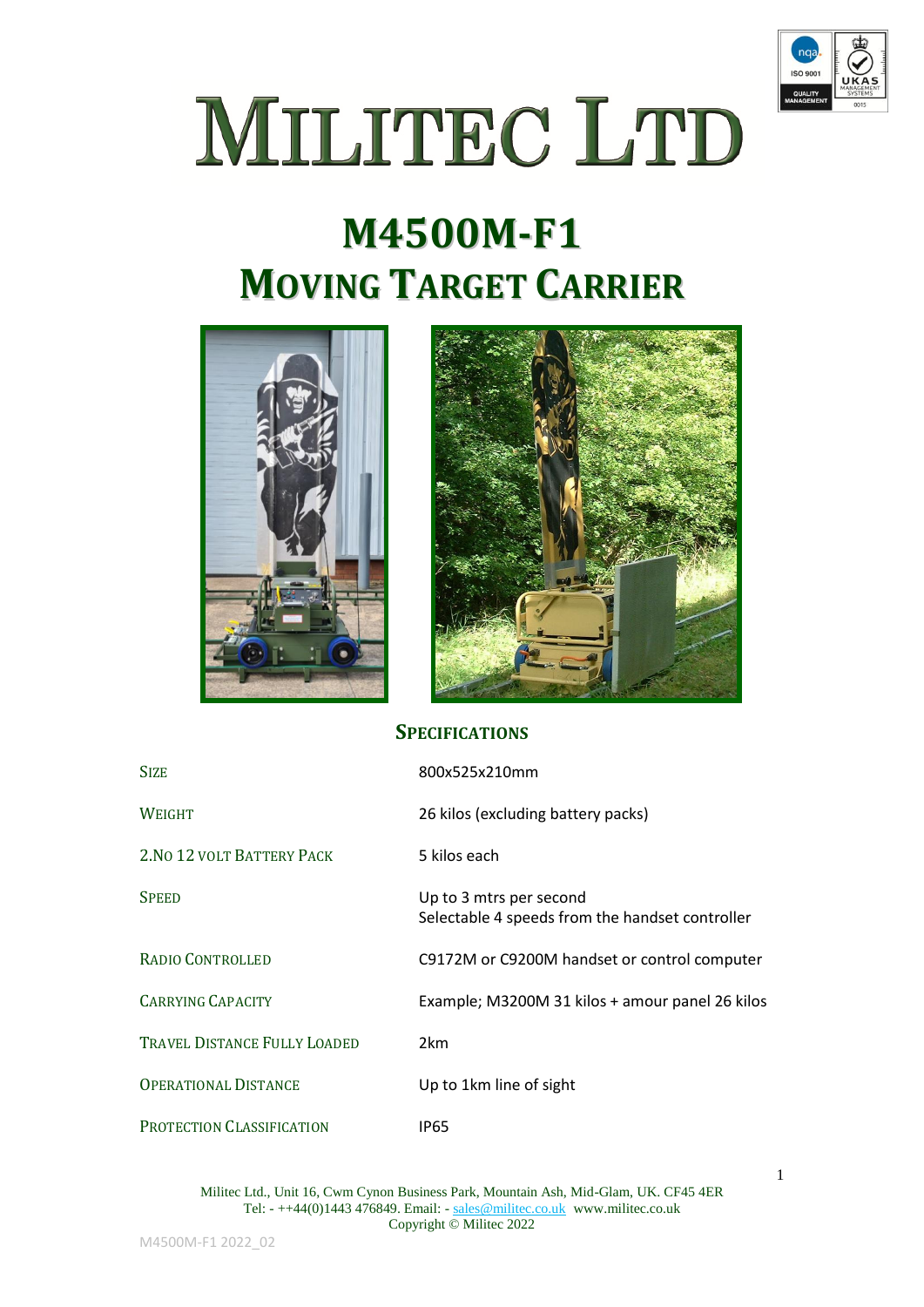# MILITEC LTD

# M4500M-F1
# MOVING TARGET CARRIER

## SPECIFICATIONS

| | |
|---|---|
| SIZE | 800x525x210mm |
| WEIGHT | 26 kilos (excluding battery packs) |
| 2.NO 12 VOLT BATTERY PACK | 5 kilos each |
| SPEED | Up to 3 mtrs per second<br>Selectable 4 speeds from the handset controller |
| RADIO CONTROLLED | C9172M or C9200M handset or control computer |
| CARRYING CAPACITY | Example; M3200M 31 kilos + amour panel 26 kilos |
| TRAVEL DISTANCE FULLY LOADED | 2km |
| OPERATIONAL DISTANCE | Up to 1km line of sight |
| PROTECTION CLASSIFICATION | IP65 |

Militec Ltd., Unit 16, Cwm Cynon Business Park, Mountain Ash, Mid-Glam, UK. CF45 4ER
Tel: - ++44(0)1443 476849. Email: - sales@militec.co.uk www.militec.co.uk
Copyright © Militec 2022

M4500M-F1 2022_02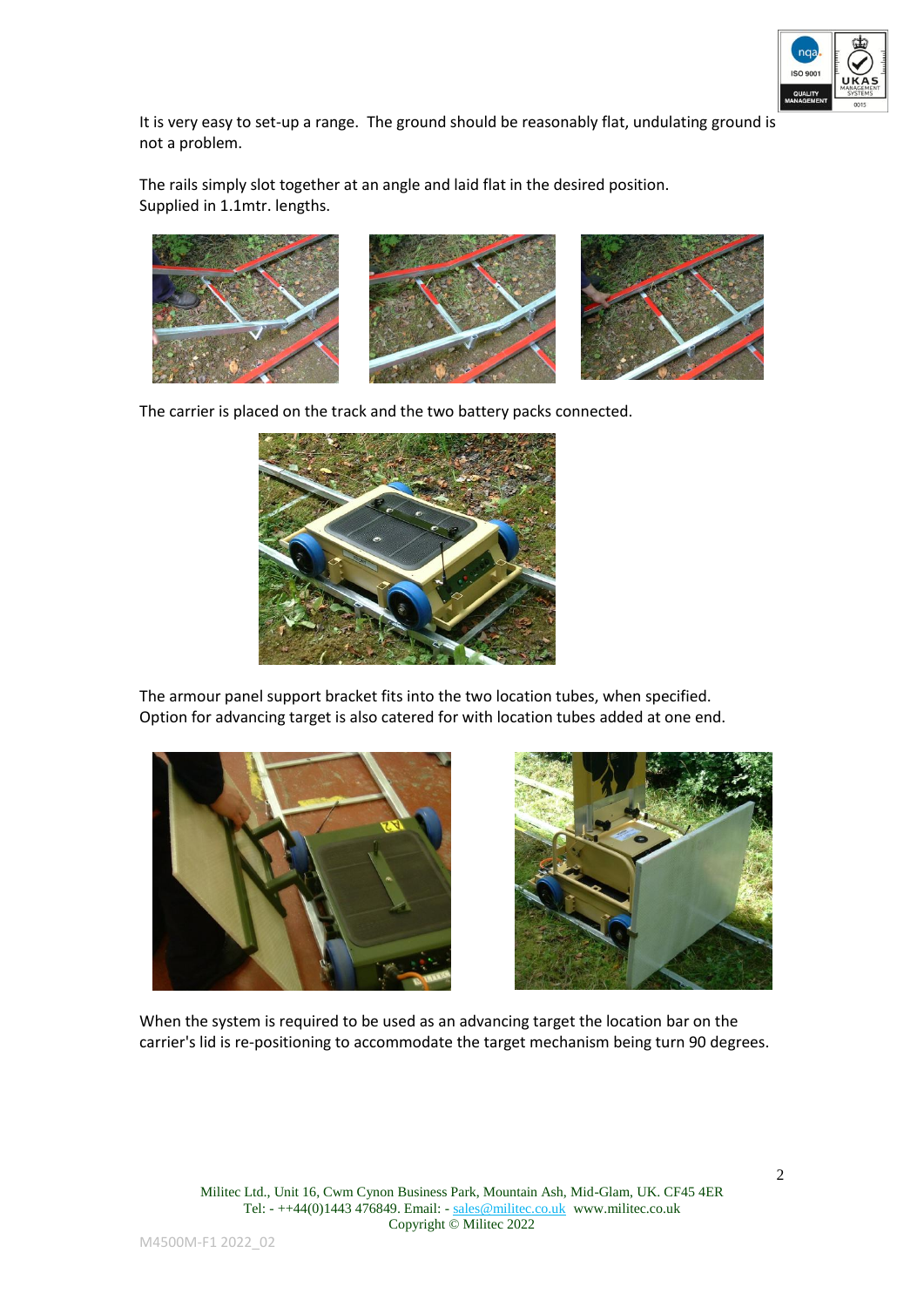It is very easy to set-up a range. The ground should be reasonably flat, undulating ground is not a problem.

The rails simply slot together at an angle and laid flat in the desired position.
Supplied in 1.1mtr. lengths.

The carrier is placed on the track and the two battery packs connected.

The armour panel support bracket fits into the two location tubes, when specified.
Option for advancing target is also catered for with location tubes added at one end.

When the system is required to be used as an advancing target the location bar on the carrier's lid is re-positioning to accommodate the target mechanism being turn 90 degrees.

Militec Ltd., Unit 16, Cwm Cynon Business Park, Mountain Ash, Mid-Glam, UK. CF45 4ER
Tel: - ++44(0)1443 476849. Email: - sales@militec.co.uk www.militec.co.uk
Copyright © Militec 2022

M4500M-F1 2022_02